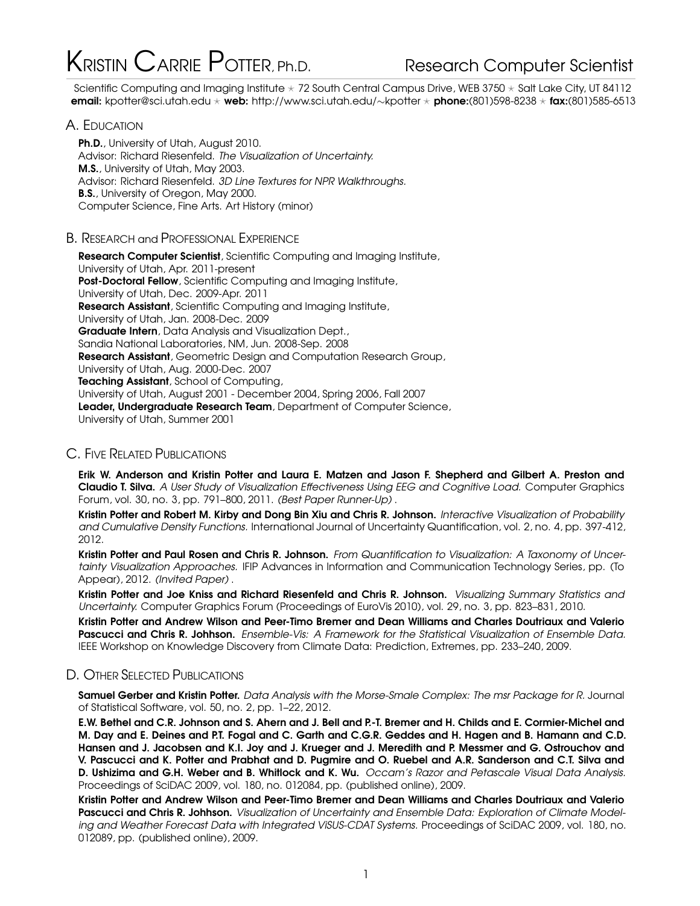# Kristin Carrie Potter, Ph.D. — Research Computer Scientist

Scientific Computing and Imaging Institute ⋆ 72 South Central Campus Drive, WEB 3750 ⋆ Salt Lake City, UT 84112
**email:** kpotter@sci.utah.edu ⋆ **web:** http://www.sci.utah.edu/∼kpotter ⋆ **phone:**(801)598-8238 ⋆ **fax:**(801)585-6513

## A. Education

**Ph.D.**, University of Utah, August 2010.
Advisor: Richard Riesenfeld. *The Visualization of Uncertainty.*
**M.S.**, University of Utah, May 2003.
Advisor: Richard Riesenfeld. *3D Line Textures for NPR Walkthroughs.*
**B.S.**, University of Oregon, May 2000.
Computer Science, Fine Arts. Art History (minor)

## B. Research and Professional Experience

**Research Computer Scientist**, Scientific Computing and Imaging Institute,
University of Utah, Apr. 2011-present
**Post-Doctoral Fellow**, Scientific Computing and Imaging Institute,
University of Utah, Dec. 2009-Apr. 2011
**Research Assistant**, Scientific Computing and Imaging Institute,
University of Utah, Jan. 2008-Dec. 2009
**Graduate Intern**, Data Analysis and Visualization Dept.,
Sandia National Laboratories, NM, Jun. 2008-Sep. 2008
**Research Assistant**, Geometric Design and Computation Research Group,
University of Utah, Aug. 2000-Dec. 2007
**Teaching Assistant**, School of Computing,
University of Utah, August 2001 - December 2004, Spring 2006, Fall 2007
**Leader, Undergraduate Research Team**, Department of Computer Science,
University of Utah, Summer 2001

## C. Five Related Publications

**Erik W. Anderson and Kristin Potter and Laura E. Matzen and Jason F. Shepherd and Gilbert A. Preston and Claudio T. Silva.** *A User Study of Visualization Effectiveness Using EEG and Cognitive Load.* Computer Graphics Forum, vol. 30, no. 3, pp. 791–800, 2011. *(Best Paper Runner-Up)* .

**Kristin Potter and Robert M. Kirby and Dong Bin Xiu and Chris R. Johnson.** *Interactive Visualization of Probability and Cumulative Density Functions.* International Journal of Uncertainty Quantification, vol. 2, no. 4, pp. 397-412, 2012.

**Kristin Potter and Paul Rosen and Chris R. Johnson.** *From Quantification to Visualization: A Taxonomy of Uncertainty Visualization Approaches.* IFIP Advances in Information and Communication Technology Series, pp. (To Appear), 2012. *(Invited Paper)* .

**Kristin Potter and Joe Kniss and Richard Riesenfeld and Chris R. Johnson.** *Visualizing Summary Statistics and Uncertainty.* Computer Graphics Forum (Proceedings of EuroVis 2010), vol. 29, no. 3, pp. 823–831, 2010.

**Kristin Potter and Andrew Wilson and Peer-Timo Bremer and Dean Williams and Charles Doutriaux and Valerio Pascucci and Chris R. Johhson.** *Ensemble-Vis: A Framework for the Statistical Visualization of Ensemble Data.* IEEE Workshop on Knowledge Discovery from Climate Data: Prediction, Extremes, pp. 233–240, 2009.

## D. Other Selected Publications

**Samuel Gerber and Kristin Potter.** *Data Analysis with the Morse-Smale Complex: The msr Package for R.* Journal of Statistical Software, vol. 50, no. 2, pp. 1–22, 2012.

**E.W. Bethel and C.R. Johnson and S. Ahern and J. Bell and P.-T. Bremer and H. Childs and E. Cormier-Michel and M. Day and E. Deines and P.T. Fogal and C. Garth and C.G.R. Geddes and H. Hagen and B. Hamann and C.D. Hansen and J. Jacobsen and K.I. Joy and J. Krueger and J. Meredith and P. Messmer and G. Ostrouchov and V. Pascucci and K. Potter and Prabhat and D. Pugmire and O. Ruebel and A.R. Sanderson and C.T. Silva and D. Ushizima and G.H. Weber and B. Whitlock and K. Wu.** *Occam's Razor and Petascale Visual Data Analysis.* Proceedings of SciDAC 2009, vol. 180, no. 012084, pp. (published online), 2009.

**Kristin Potter and Andrew Wilson and Peer-Timo Bremer and Dean Williams and Charles Doutriaux and Valerio Pascucci and Chris R. Johhson.** *Visualization of Uncertainty and Ensemble Data: Exploration of Climate Modeling and Weather Forecast Data with Integrated ViSUS-CDAT Systems.* Proceedings of SciDAC 2009, vol. 180, no. 012089, pp. (published online), 2009.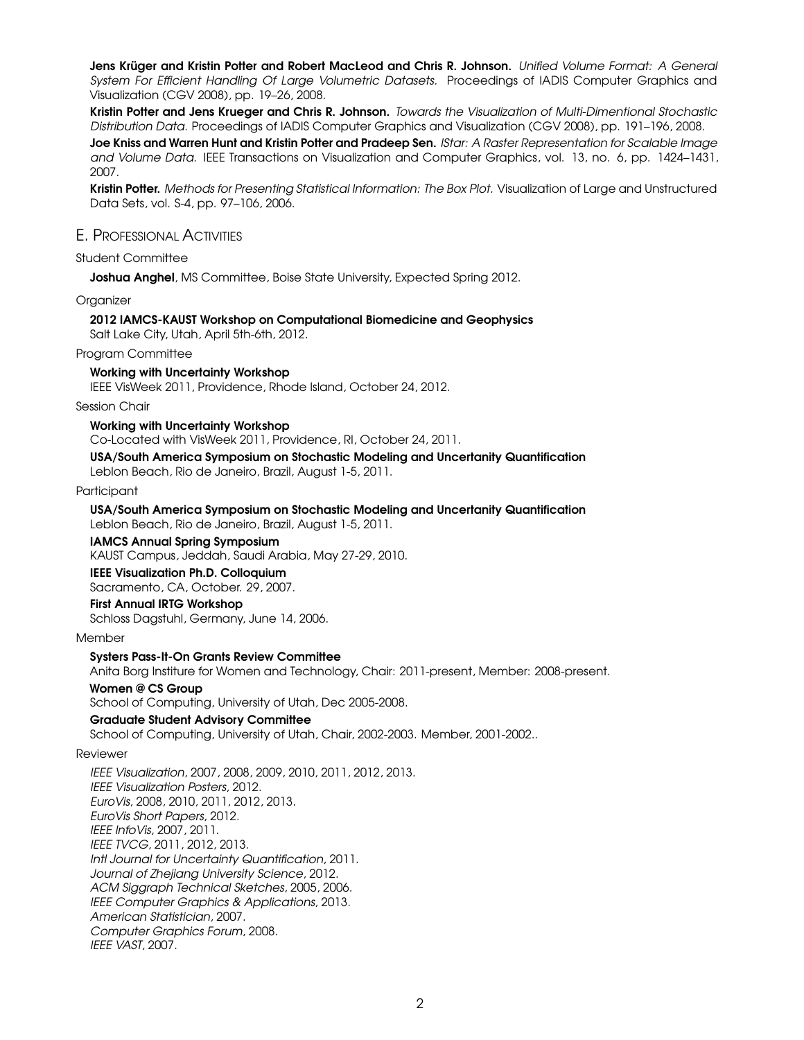**Jens Krüger and Kristin Potter and Robert MacLeod and Chris R. Johnson.** *Unified Volume Format: A General System For Efficient Handling Of Large Volumetric Datasets.* Proceedings of IADIS Computer Graphics and Visualization (CGV 2008), pp. 19–26, 2008.

**Kristin Potter and Jens Krueger and Chris R. Johnson.** *Towards the Visualization of Multi-Dimentional Stochastic Distribution Data.* Proceedings of IADIS Computer Graphics and Visualization (CGV 2008), pp. 191–196, 2008.

**Joe Kniss and Warren Hunt and Kristin Potter and Pradeep Sen.** *IStar: A Raster Representation for Scalable Image and Volume Data.* IEEE Transactions on Visualization and Computer Graphics, vol. 13, no. 6, pp. 1424–1431, 2007.

**Kristin Potter.** *Methods for Presenting Statistical Information: The Box Plot.* Visualization of Large and Unstructured Data Sets, vol. S-4, pp. 97–106, 2006.

## E. Professional Activities

Student Committee

**Joshua Anghel**, MS Committee, Boise State University, Expected Spring 2012.

Organizer

**2012 IAMCS-KAUST Workshop on Computational Biomedicine and Geophysics**
Salt Lake City, Utah, April 5th-6th, 2012.

Program Committee

**Working with Uncertainty Workshop**
IEEE VisWeek 2011, Providence, Rhode Island, October 24, 2012.

Session Chair

**Working with Uncertainty Workshop**
Co-Located with VisWeek 2011, Providence, RI, October 24, 2011.

**USA/South America Symposium on Stochastic Modeling and Uncertanity Quantification**
Leblon Beach, Rio de Janeiro, Brazil, August 1-5, 2011.

Participant

**USA/South America Symposium on Stochastic Modeling and Uncertanity Quantification**
Leblon Beach, Rio de Janeiro, Brazil, August 1-5, 2011.

**IAMCS Annual Spring Symposium**
KAUST Campus, Jeddah, Saudi Arabia, May 27-29, 2010.

**IEEE Visualization Ph.D. Colloquium**
Sacramento, CA, October. 29, 2007.

**First Annual IRTG Workshop**
Schloss Dagstuhl, Germany, June 14, 2006.

Member

**Systers Pass-It-On Grants Review Committee**
Anita Borg Institute for Women and Technology, Chair: 2011-present, Member: 2008-present.

**Women @ CS Group**
School of Computing, University of Utah, Dec 2005-2008.

**Graduate Student Advisory Committee**
School of Computing, University of Utah, Chair, 2002-2003. Member, 2001-2002..

Reviewer

*IEEE Visualization*, 2007, 2008, 2009, 2010, 2011, 2012, 2013.
*IEEE Visualization Posters*, 2012.
*EuroVis*, 2008, 2010, 2011, 2012, 2013.
*EuroVis Short Papers*, 2012.
*IEEE InfoVis*, 2007, 2011.
*IEEE TVCG*, 2011, 2012, 2013.
*Intl Journal for Uncertainty Quantification*, 2011.
*Journal of Zhejiang University Science*, 2012.
*ACM Siggraph Technical Sketches*, 2005, 2006.
*IEEE Computer Graphics & Applications*, 2013.
*American Statistician*, 2007.
*Computer Graphics Forum*, 2008.
*IEEE VAST*, 2007.